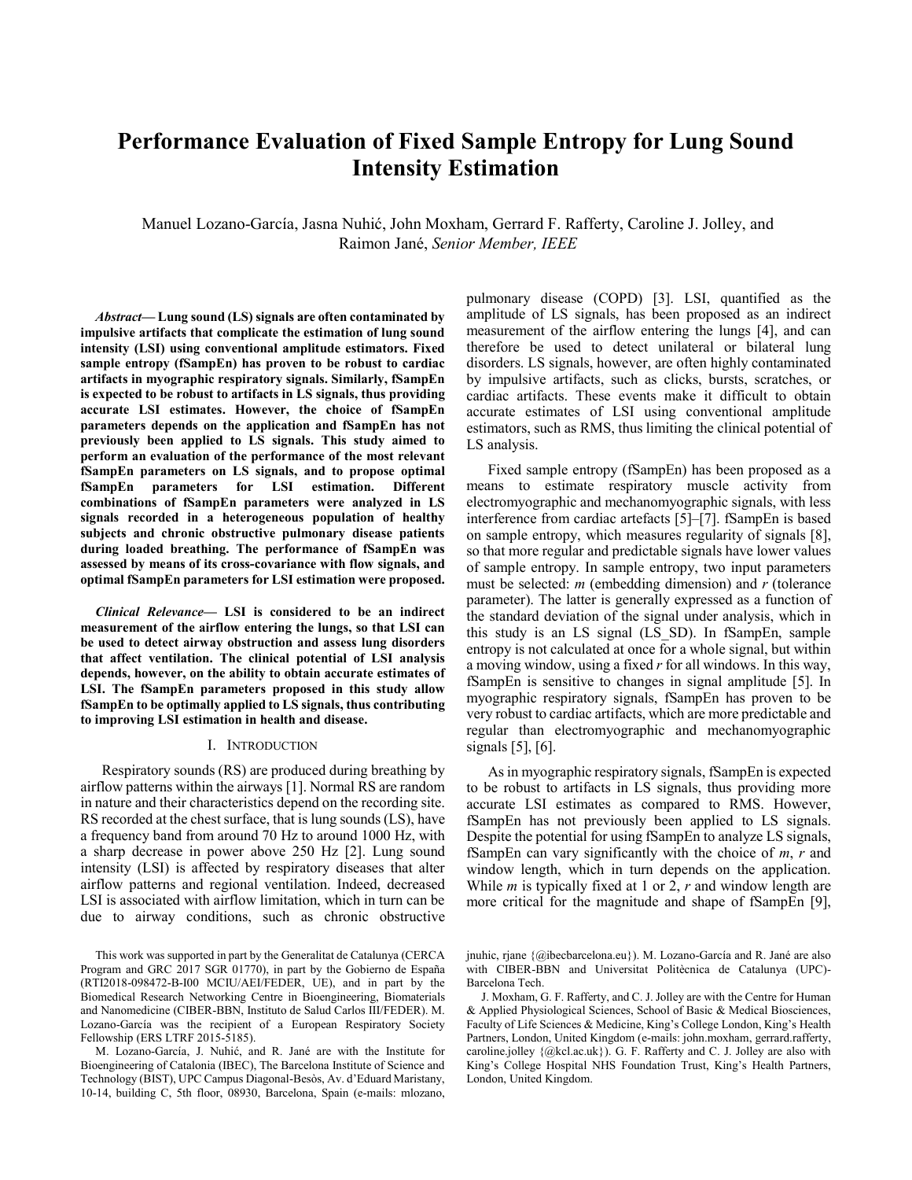# Performance Evaluation of Fixed Sample Entropy for Lung Sound Intensity Estimation

Manuel Lozano-García, Jasna Nuhić, John Moxham, Gerrard F. Rafferty, Caroline J. Jolley, and Raimon Jané, *Senior Member, IEEE*

***Abstract*— Lung sound (LS) signals are often contaminated by impulsive artifacts that complicate the estimation of lung sound intensity (LSI) using conventional amplitude estimators. Fixed sample entropy (fSampEn) has proven to be robust to cardiac artifacts in myographic respiratory signals. Similarly, fSampEn is expected to be robust to artifacts in LS signals, thus providing accurate LSI estimates. However, the choice of fSampEn parameters depends on the application and fSampEn has not previously been applied to LS signals. This study aimed to perform an evaluation of the performance of the most relevant fSampEn parameters on LS signals, and to propose optimal fSampEn parameters for LSI estimation. Different combinations of fSampEn parameters were analyzed in LS signals recorded in a heterogeneous population of healthy subjects and chronic obstructive pulmonary disease patients during loaded breathing. The performance of fSampEn was assessed by means of its cross-covariance with flow signals, and optimal fSampEn parameters for LSI estimation were proposed.**

***Clinical Relevance*— LSI is considered to be an indirect measurement of the airflow entering the lungs, so that LSI can be used to detect airway obstruction and assess lung disorders that affect ventilation. The clinical potential of LSI analysis depends, however, on the ability to obtain accurate estimates of LSI. The fSampEn parameters proposed in this study allow fSampEn to be optimally applied to LS signals, thus contributing to improving LSI estimation in health and disease.**

## I. Introduction

Respiratory sounds (RS) are produced during breathing by airflow patterns within the airways [1]. Normal RS are random in nature and their characteristics depend on the recording site. RS recorded at the chest surface, that is lung sounds (LS), have a frequency band from around 70 Hz to around 1000 Hz, with a sharp decrease in power above 250 Hz [2]. Lung sound intensity (LSI) is affected by respiratory diseases that alter airflow patterns and regional ventilation. Indeed, decreased LSI is associated with airflow limitation, which in turn can be due to airway conditions, such as chronic obstructive pulmonary disease (COPD) [3]. LSI, quantified as the amplitude of LS signals, has been proposed as an indirect measurement of the airflow entering the lungs [4], and can therefore be used to detect unilateral or bilateral lung disorders. LS signals, however, are often highly contaminated by impulsive artifacts, such as clicks, bursts, scratches, or cardiac artifacts. These events make it difficult to obtain accurate estimates of LSI using conventional amplitude estimators, such as RMS, thus limiting the clinical potential of LS analysis.

Fixed sample entropy (fSampEn) has been proposed as a means to estimate respiratory muscle activity from electromyographic and mechanomyographic signals, with less interference from cardiac artefacts [5]–[7]. fSampEn is based on sample entropy, which measures regularity of signals [8], so that more regular and predictable signals have lower values of sample entropy. In sample entropy, two input parameters must be selected: *m* (embedding dimension) and *r* (tolerance parameter). The latter is generally expressed as a function of the standard deviation of the signal under analysis, which in this study is an LS signal (LS_SD). In fSampEn, sample entropy is not calculated at once for a whole signal, but within a moving window, using a fixed *r* for all windows. In this way, fSampEn is sensitive to changes in signal amplitude [5]. In myographic respiratory signals, fSampEn has proven to be very robust to cardiac artifacts, which are more predictable and regular than electromyographic and mechanomyographic signals [5], [6].

As in myographic respiratory signals, fSampEn is expected to be robust to artifacts in LS signals, thus providing more accurate LSI estimates as compared to RMS. However, fSampEn has not previously been applied to LS signals. Despite the potential for using fSampEn to analyze LS signals, fSampEn can vary significantly with the choice of *m*, *r* and window length, which in turn depends on the application. While *m* is typically fixed at 1 or 2, *r* and window length are more critical for the magnitude and shape of fSampEn [9],

This work was supported in part by the Generalitat de Catalunya (CERCA Program and GRC 2017 SGR 01770), in part by the Gobierno de España (RTI2018-098472-B-I00 MCIU/AEI/FEDER, UE), and in part by the Biomedical Research Networking Centre in Bioengineering, Biomaterials and Nanomedicine (CIBER-BBN, Instituto de Salud Carlos III/FEDER). M. Lozano-García was the recipient of a European Respiratory Society Fellowship (ERS LTRF 2015-5185).

M. Lozano-García, J. Nuhić, and R. Jané are with the Institute for Bioengineering of Catalonia (IBEC), The Barcelona Institute of Science and Technology (BIST), UPC Campus Diagonal-Besòs, Av. d'Eduard Maristany, 10-14, building C, 5th floor, 08930, Barcelona, Spain (e-mails: mlozano, jnuhic, rjane {@ibecbarcelona.eu}). M. Lozano-García and R. Jané are also with CIBER-BBN and Universitat Politècnica de Catalunya (UPC)-Barcelona Tech.

J. Moxham, G. F. Rafferty, and C. J. Jolley are with the Centre for Human & Applied Physiological Sciences, School of Basic & Medical Biosciences, Faculty of Life Sciences & Medicine, King's College London, King's Health Partners, London, United Kingdom (e-mails: john.moxham, gerrard.rafferty, caroline.jolley {@kcl.ac.uk}). G. F. Rafferty and C. J. Jolley are also with King's College Hospital NHS Foundation Trust, King's Health Partners, London, United Kingdom.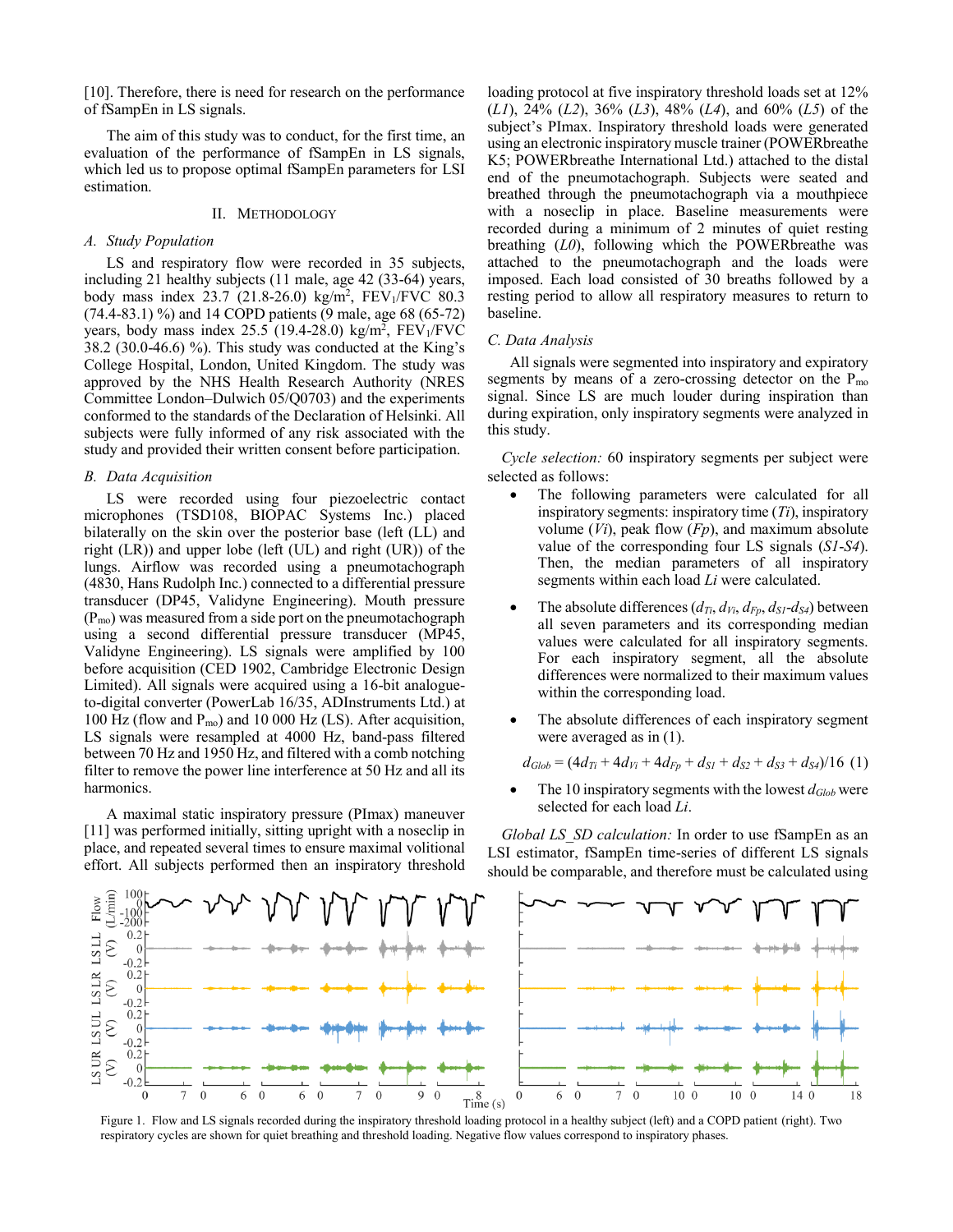[10]. Therefore, there is need for research on the performance of fSampEn in LS signals.

The aim of this study was to conduct, for the first time, an evaluation of the performance of fSampEn in LS signals, which led us to propose optimal fSampEn parameters for LSI estimation.

## II. Methodology

### A. Study Population

LS and respiratory flow were recorded in 35 subjects, including 21 healthy subjects (11 male, age 42 (33-64) years, body mass index 23.7 (21.8-26.0) kg/m$^2$, $FEV_1/FVC$ 80.3 (74.4-83.1) %) and 14 COPD patients (9 male, age 68 (65-72) years, body mass index 25.5 (19.4-28.0) kg/m$^2$, $FEV_1/FVC$ 38.2 (30.0-46.6) %). This study was conducted at the King's College Hospital, London, United Kingdom. The study was approved by the NHS Health Research Authority (NRES Committee London–Dulwich 05/Q0703) and the experiments conformed to the standards of the Declaration of Helsinki. All subjects were fully informed of any risk associated with the study and provided their written consent before participation.

### B. Data Acquisition

LS were recorded using four piezoelectric contact microphones (TSD108, BIOPAC Systems Inc.) placed bilaterally on the skin over the posterior base (left (LL) and right (LR)) and upper lobe (left (UL) and right (UR)) of the lungs. Airflow was recorded using a pneumotachograph (4830, Hans Rudolph Inc.) connected to a differential pressure transducer (DP45, Validyne Engineering). Mouth pressure ($P_{mo}$) was measured from a side port on the pneumotachograph using a second differential pressure transducer (MP45, Validyne Engineering). LS signals were amplified by 100 before acquisition (CED 1902, Cambridge Electronic Design Limited). All signals were acquired using a 16-bit analogue-to-digital converter (PowerLab 16/35, ADInstruments Ltd.) at 100 Hz (flow and $P_{mo}$) and 10 000 Hz (LS). After acquisition, LS signals were resampled at 4000 Hz, band-pass filtered between 70 Hz and 1950 Hz, and filtered with a comb notching filter to remove the power line interference at 50 Hz and all its harmonics.

A maximal static inspiratory pressure (PImax) maneuver [11] was performed initially, sitting upright with a noseclip in place, and repeated several times to ensure maximal volitional effort. All subjects performed then an inspiratory threshold loading protocol at five inspiratory threshold loads set at 12% (*L1*), 24% (*L2*), 36% (*L3*), 48% (*L4*), and 60% (*L5*) of the subject's PImax. Inspiratory threshold loads were generated using an electronic inspiratory muscle trainer (POWERbreathe K5; POWERbreathe International Ltd.) attached to the distal end of the pneumotachograph. Subjects were seated and breathed through the pneumotachograph via a mouthpiece with a noseclip in place. Baseline measurements were recorded during a minimum of 2 minutes of quiet resting breathing (*L0*), following which the POWERbreathe was attached to the pneumotachograph and the loads were imposed. Each load consisted of 30 breaths followed by a resting period to allow all respiratory measures to return to baseline.

### C. Data Analysis

All signals were segmented into inspiratory and expiratory segments by means of a zero-crossing detector on the $P_{mo}$ signal. Since LS are much louder during inspiration than during expiration, only inspiratory segments were analyzed in this study.

*Cycle selection:* 60 inspiratory segments per subject were selected as follows:

- The following parameters were calculated for all inspiratory segments: inspiratory time ($Ti$), inspiratory volume ($Vi$), peak flow ($Fp$), and maximum absolute value of the corresponding four LS signals ($S1$-$S4$). Then, the median parameters of all inspiratory segments within each load $Li$ were calculated.
- The absolute differences ($d_{Ti}$, $d_{Vi}$, $d_{Fp}$, $d_{S1}$-$d_{S4}$) between all seven parameters and its corresponding median values were calculated for all inspiratory segments. For each inspiratory segment, all the absolute differences were normalized to their maximum values within the corresponding load.
- The absolute differences of each inspiratory segment were averaged as in (1).

$$d_{Glob} = (4d_{Ti} + 4d_{Vi} + 4d_{Fp} + d_{S1} + d_{S2} + d_{S3} + d_{S4})/16 \quad (1)$$

- The 10 inspiratory segments with the lowest $d_{Glob}$ were selected for each load $Li$.

*Global LS_SD calculation:* In order to use fSampEn as an LSI estimator, fSampEn time-series of different LS signals should be comparable, and therefore must be calculated using

Figure 1. Flow and LS signals recorded during the inspiratory threshold loading protocol in a healthy subject (left) and a COPD patient (right). Two respiratory cycles are shown for quiet breathing and threshold loading. Negative flow values correspond to inspiratory phases.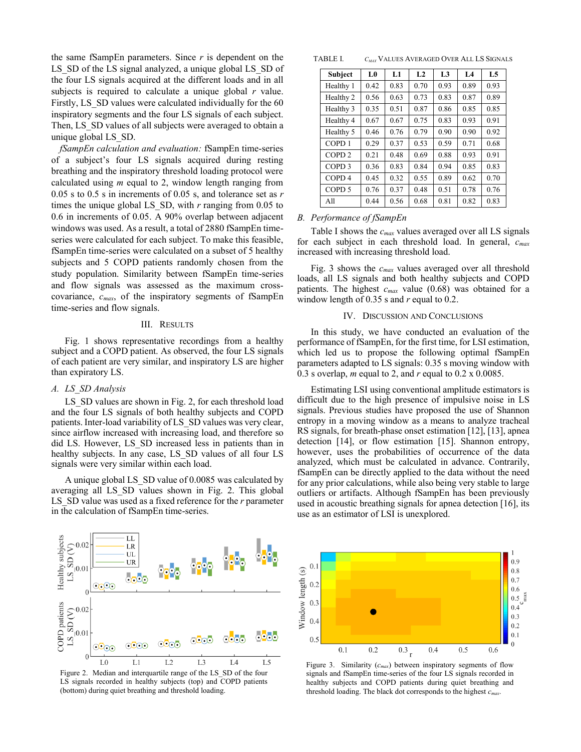the same fSampEn parameters. Since $r$ is dependent on the LS_SD of the LS signal analyzed, a unique global LS_SD of the four LS signals acquired at the different loads and in all subjects is required to calculate a unique global $r$ value. Firstly, LS_SD values were calculated individually for the 60 inspiratory segments and the four LS signals of each subject. Then, LS_SD values of all subjects were averaged to obtain a unique global LS_SD.

*fSampEn calculation and evaluation:* fSampEn time-series of a subject's four LS signals acquired during resting breathing and the inspiratory threshold loading protocol were calculated using $m$ equal to 2, window length ranging from 0.05 s to 0.5 s in increments of 0.05 s, and tolerance set as $r$ times the unique global LS_SD, with $r$ ranging from 0.05 to 0.6 in increments of 0.05. A 90% overlap between adjacent windows was used. As a result, a total of 2880 fSampEn time-series were calculated for each subject. To make this feasible, fSampEn time-series were calculated on a subset of 5 healthy subjects and 5 COPD patients randomly chosen from the study population. Similarity between fSampEn time-series and flow signals was assessed as the maximum cross-covariance, $c_{max}$, of the inspiratory segments of fSampEn time-series and flow signals.

## III. Results

Fig. 1 shows representative recordings from a healthy subject and a COPD patient. As observed, the four LS signals of each patient are very similar, and inspiratory LS are higher than expiratory LS.

### A. LS_SD Analysis

LS_SD values are shown in Fig. 2, for each threshold load and the four LS signals of both healthy subjects and COPD patients. Inter-load variability of LS_SD values was very clear, since airflow increased with increasing load, and therefore so did LS. However, LS_SD increased less in patients than in healthy subjects. In any case, LS_SD values of all four LS signals were very similar within each load.

A unique global LS_SD value of 0.0085 was calculated by averaging all LS_SD values shown in Fig. 2. This global LS_SD value was used as a fixed reference for the $r$ parameter in the calculation of fSampEn time-series.

Figure 2. Median and interquartile range of the LS_SD of the four LS signals recorded in healthy subjects (top) and COPD patients (bottom) during quiet breathing and threshold loading.

TABLE I. $c_{max}$ Values Averaged Over All LS Signals

| Subject | L0 | L1 | L2 | L3 | L4 | L5 |
|---|---|---|---|---|---|---|
| Healthy 1 | 0.42 | 0.83 | 0.70 | 0.93 | 0.89 | 0.93 |
| Healthy 2 | 0.56 | 0.63 | 0.73 | 0.83 | 0.87 | 0.89 |
| Healthy 3 | 0.35 | 0.51 | 0.87 | 0.86 | 0.85 | 0.85 |
| Healthy 4 | 0.67 | 0.67 | 0.75 | 0.83 | 0.93 | 0.91 |
| Healthy 5 | 0.46 | 0.76 | 0.79 | 0.90 | 0.90 | 0.92 |
| COPD 1 | 0.29 | 0.37 | 0.53 | 0.59 | 0.71 | 0.68 |
| COPD 2 | 0.21 | 0.48 | 0.69 | 0.88 | 0.93 | 0.91 |
| COPD 3 | 0.36 | 0.83 | 0.84 | 0.94 | 0.85 | 0.83 |
| COPD 4 | 0.45 | 0.32 | 0.55 | 0.89 | 0.62 | 0.70 |
| COPD 5 | 0.76 | 0.37 | 0.48 | 0.51 | 0.78 | 0.76 |
| All | 0.44 | 0.56 | 0.68 | 0.81 | 0.82 | 0.83 |

### B. Performance of fSampEn

Table I shows the $c_{max}$ values averaged over all LS signals for each subject in each threshold load. In general, $c_{max}$ increased with increasing threshold load.

Fig. 3 shows the $c_{max}$ values averaged over all threshold loads, all LS signals and both healthy subjects and COPD patients. The highest $c_{max}$ value (0.68) was obtained for a window length of 0.35 s and $r$ equal to 0.2.

## IV. Discussion and Conclusions

In this study, we have conducted an evaluation of the performance of fSampEn, for the first time, for LSI estimation, which led us to propose the following optimal fSampEn parameters adapted to LS signals: 0.35 s moving window with 0.3 s overlap, $m$ equal to 2, and $r$ equal to 0.2 x 0.0085.

Estimating LSI using conventional amplitude estimators is difficult due to the high presence of impulsive noise in LS signals. Previous studies have proposed the use of Shannon entropy in a moving window as a means to analyze tracheal RS signals, for breath-phase onset estimation [12], [13], apnea detection [14], or flow estimation [15]. Shannon entropy, however, uses the probabilities of occurrence of the data analyzed, which must be calculated in advance. Contrarily, fSampEn can be directly applied to the data without the need for any prior calculations, while also being very stable to large outliers or artifacts. Although fSampEn has been previously used in acoustic breathing signals for apnea detection [16], its use as an estimator of LSI is unexplored.

Figure 3. Similarity ($c_{max}$) between inspiratory segments of flow signals and fSampEn time-series of the four LS signals recorded in healthy subjects and COPD patients during quiet breathing and threshold loading. The black dot corresponds to the highest $c_{max}$.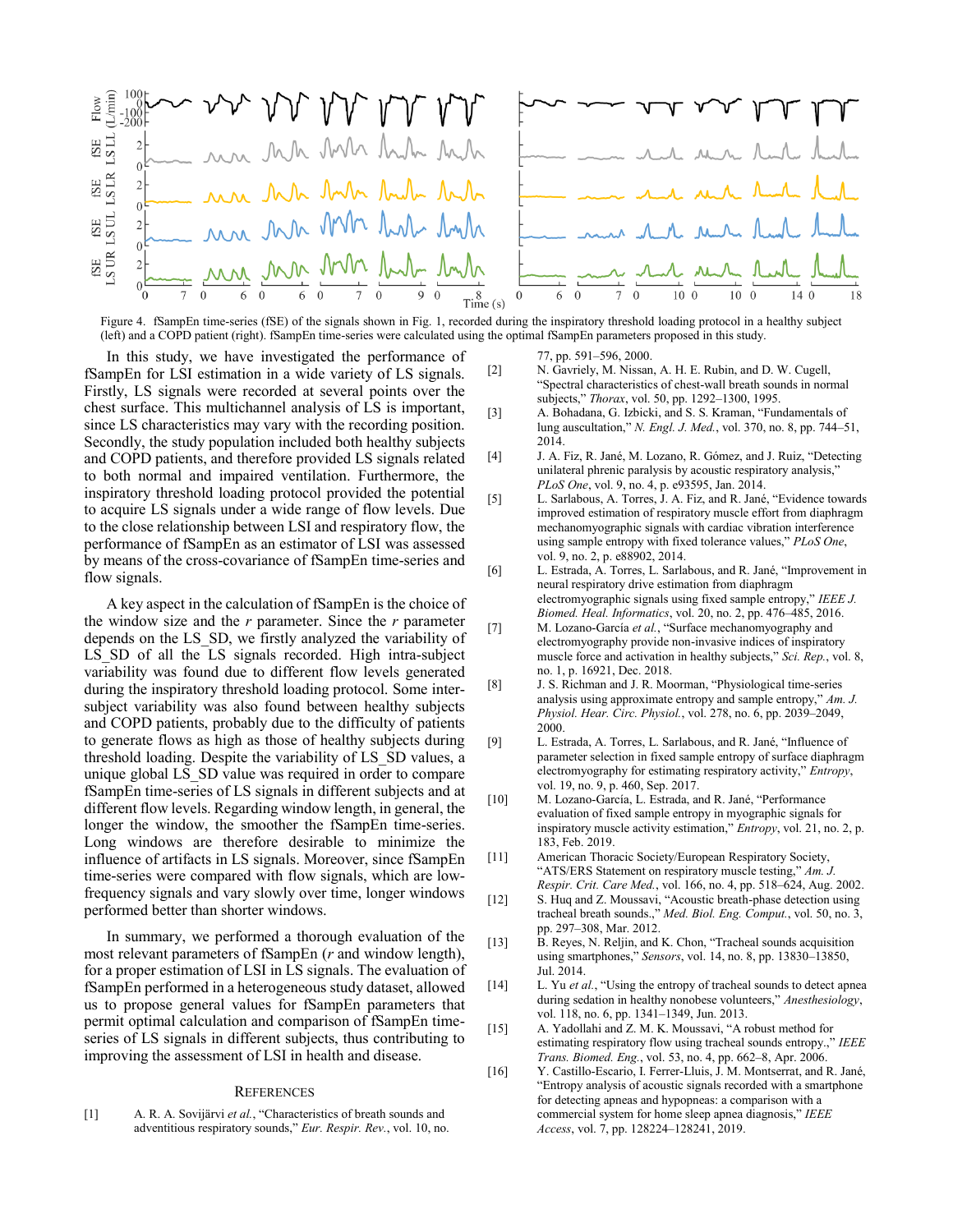Flow (L/min)
100
0
-100
-200

fSE LS LL
2
0

fSE LS LR
2
0

fSE LS UL
2
0

fSE LS UR
2
0

0 7 0 6 0 6 0 7 0 9 0 8 0 6 0 7 0 10 0 10 0 14 0 18

Time (s)

Figure 4. fSampEn time-series (fSE) of the signals shown in Fig. 1, recorded during the inspiratory threshold loading protocol in a healthy subject (left) and a COPD patient (right). fSampEn time-series were calculated using the optimal fSampEn parameters proposed in this study.

In this study, we have investigated the performance of fSampEn for LSI estimation in a wide variety of LS signals. Firstly, LS signals were recorded at several points over the chest surface. This multichannel analysis of LS is important, since LS characteristics may vary with the recording position. Secondly, the study population included both healthy subjects and COPD patients, and therefore provided LS signals related to both normal and impaired ventilation. Furthermore, the inspiratory threshold loading protocol provided the potential to acquire LS signals under a wide range of flow levels. Due to the close relationship between LSI and respiratory flow, the performance of fSampEn as an estimator of LSI was assessed by means of the cross-covariance of fSampEn time-series and flow signals.

A key aspect in the calculation of fSampEn is the choice of the window size and the $r$ parameter. Since the $r$ parameter depends on the LS_SD, we firstly analyzed the variability of LS_SD of all the LS signals recorded. High intra-subject variability was found due to different flow levels generated during the inspiratory threshold loading protocol. Some inter-subject variability was also found between healthy subjects and COPD patients, probably due to the difficulty of patients to generate flows as high as those of healthy subjects during threshold loading. Despite the variability of LS_SD values, a unique global LS_SD value was required in order to compare fSampEn time-series of LS signals in different subjects and at different flow levels. Regarding window length, in general, the longer the window, the smoother the fSampEn time-series. Long windows are therefore desirable to minimize the influence of artifacts in LS signals. Moreover, since fSampEn time-series were compared with flow signals, which are low-frequency signals and vary slowly over time, longer windows performed better than shorter windows.

In summary, we performed a thorough evaluation of the most relevant parameters of fSampEn ($r$ and window length), for a proper estimation of LSI in LS signals. The evaluation of fSampEn performed in a heterogeneous study dataset, allowed us to propose general values for fSampEn parameters that permit optimal calculation and comparison of fSampEn time-series of LS signals in different subjects, thus contributing to improving the assessment of LSI in health and disease.

## References

[1] A. R. A. Sovijärvi *et al.*, "Characteristics of breath sounds and adventitious respiratory sounds," *Eur. Respir. Rev.*, vol. 10, no. 77, pp. 591–596, 2000.

[2] N. Gavriely, M. Nissan, A. H. E. Rubin, and D. W. Cugell, "Spectral characteristics of chest-wall breath sounds in normal subjects," *Thorax*, vol. 50, pp. 1292–1300, 1995.

[3] A. Bohadana, G. Izbicki, and S. S. Kraman, "Fundamentals of lung auscultation," *N. Engl. J. Med.*, vol. 370, no. 8, pp. 744–51, 2014.

[4] J. A. Fiz, R. Jané, M. Lozano, R. Gómez, and J. Ruiz, "Detecting unilateral phrenic paralysis by acoustic respiratory analysis," *PLoS One*, vol. 9, no. 4, p. e93595, Jan. 2014.

[5] L. Sarlabous, A. Torres, J. A. Fiz, and R. Jané, "Evidence towards improved estimation of respiratory muscle effort from diaphragm mechanomyographic signals with cardiac vibration interference using sample entropy with fixed tolerance values," *PLoS One*, vol. 9, no. 2, p. e88902, 2014.

[6] L. Estrada, A. Torres, L. Sarlabous, and R. Jané, "Improvement in neural respiratory drive estimation from diaphragm electromyographic signals using fixed sample entropy," *IEEE J. Biomed. Heal. Informatics*, vol. 20, no. 2, pp. 476–485, 2016.

[7] M. Lozano-García *et al.*, "Surface mechanomyography and electromyography provide non-invasive indices of inspiratory muscle force and activation in healthy subjects," *Sci. Rep.*, vol. 8, no. 1, p. 16921, Dec. 2018.

[8] J. S. Richman and J. R. Moorman, "Physiological time-series analysis using approximate entropy and sample entropy," *Am. J. Physiol. Hear. Circ. Physiol.*, vol. 278, no. 6, pp. 2039–2049, 2000.

[9] L. Estrada, A. Torres, L. Sarlabous, and R. Jané, "Influence of parameter selection in fixed sample entropy of surface diaphragm electromyography for estimating respiratory activity," *Entropy*, vol. 19, no. 9, p. 460, Sep. 2017.

[10] M. Lozano-García, L. Estrada, and R. Jané, "Performance evaluation of fixed sample entropy in myographic signals for inspiratory muscle activity estimation," *Entropy*, vol. 21, no. 2, p. 183, Feb. 2019.

[11] American Thoracic Society/European Respiratory Society, "ATS/ERS Statement on respiratory muscle testing," *Am. J. Respir. Crit. Care Med.*, vol. 166, no. 4, pp. 518–624, Aug. 2002.

[12] S. Huq and Z. Moussavi, "Acoustic breath-phase detection using tracheal breath sounds.," *Med. Biol. Eng. Comput.*, vol. 50, no. 3, pp. 297–308, Mar. 2012.

[13] B. Reyes, N. Reljin, and K. Chon, "Tracheal sounds acquisition using smartphones," *Sensors*, vol. 14, no. 8, pp. 13830–13850, Jul. 2014.

[14] L. Yu *et al.*, "Using the entropy of tracheal sounds to detect apnea during sedation in healthy nonobese volunteers," *Anesthesiology*, vol. 118, no. 6, pp. 1341–1349, Jun. 2013.

[15] A. Yadollahi and Z. M. K. Moussavi, "A robust method for estimating respiratory flow using tracheal sounds entropy.," *IEEE Trans. Biomed. Eng.*, vol. 53, no. 4, pp. 662–8, Apr. 2006.

[16] Y. Castillo-Escario, I. Ferrer-Lluis, J. M. Montserrat, and R. Jané, "Entropy analysis of acoustic signals recorded with a smartphone for detecting apneas and hypopneas: a comparison with a commercial system for home sleep apnea diagnosis," *IEEE Access*, vol. 7, pp. 128224–128241, 2019.